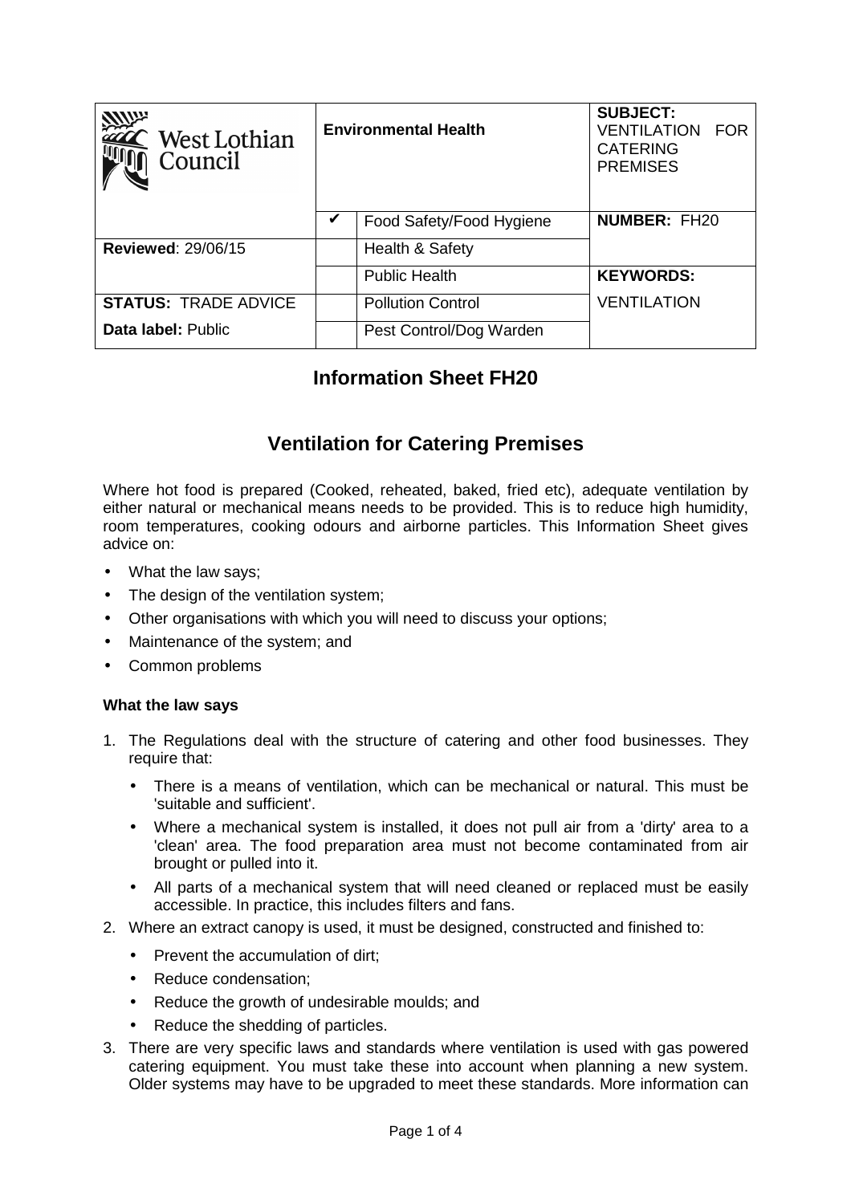| West Lothian Council | Environmental Health | | SUBJECT: VENTILATION FOR CATERING PREMISES |
|---|---|---|---|
| | ✔ | Food Safety/Food Hygiene | **NUMBER:** FH20 |
| **Reviewed**: 29/06/15 | | Health & Safety | |
| | | Public Health | **KEYWORDS:** |
| **STATUS:** TRADE ADVICE | | Pollution Control | VENTILATION |
| **Data label:** Public | | Pest Control/Dog Warden | |

## Information Sheet FH20

## Ventilation for Catering Premises

Where hot food is prepared (Cooked, reheated, baked, fried etc), adequate ventilation by either natural or mechanical means needs to be provided. This is to reduce high humidity, room temperatures, cooking odours and airborne particles. This Information Sheet gives advice on:

- What the law says;
- The design of the ventilation system;
- Other organisations with which you will need to discuss your options;
- Maintenance of the system; and
- Common problems

**What the law says**

1. The Regulations deal with the structure of catering and other food businesses. They require that:
   - There is a means of ventilation, which can be mechanical or natural. This must be 'suitable and sufficient'.
   - Where a mechanical system is installed, it does not pull air from a 'dirty' area to a 'clean' area. The food preparation area must not become contaminated from air brought or pulled into it.
   - All parts of a mechanical system that will need cleaned or replaced must be easily accessible. In practice, this includes filters and fans.
2. Where an extract canopy is used, it must be designed, constructed and finished to:
   - Prevent the accumulation of dirt;
   - Reduce condensation;
   - Reduce the growth of undesirable moulds; and
   - Reduce the shedding of particles.
3. There are very specific laws and standards where ventilation is used with gas powered catering equipment. You must take these into account when planning a new system. Older systems may have to be upgraded to meet these standards. More information can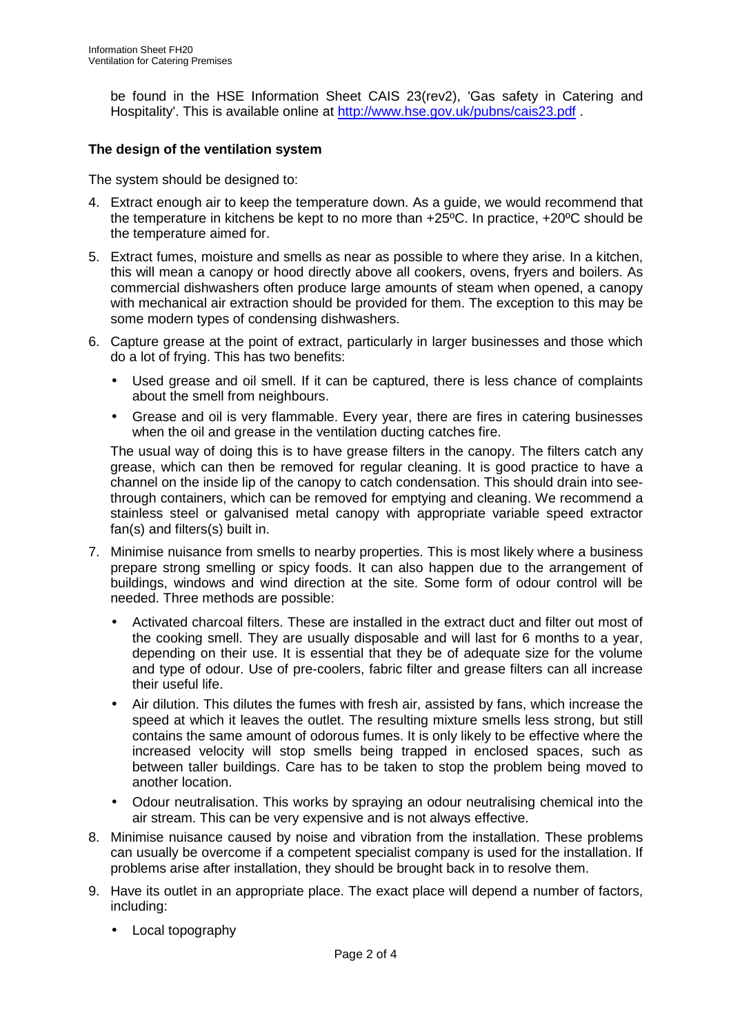be found in the HSE Information Sheet CAIS 23(rev2), 'Gas safety in Catering and Hospitality'. This is available online at http://www.hse.gov.uk/pubns/cais23.pdf .

**The design of the ventilation system**

The system should be designed to:

4. Extract enough air to keep the temperature down. As a guide, we would recommend that the temperature in kitchens be kept to no more than +25ºC. In practice, +20ºC should be the temperature aimed for.
5. Extract fumes, moisture and smells as near as possible to where they arise. In a kitchen, this will mean a canopy or hood directly above all cookers, ovens, fryers and boilers. As commercial dishwashers often produce large amounts of steam when opened, a canopy with mechanical air extraction should be provided for them. The exception to this may be some modern types of condensing dishwashers.
6. Capture grease at the point of extract, particularly in larger businesses and those which do a lot of frying. This has two benefits:
   - Used grease and oil smell. If it can be captured, there is less chance of complaints about the smell from neighbours.
   - Grease and oil is very flammable. Every year, there are fires in catering businesses when the oil and grease in the ventilation ducting catches fire.

   The usual way of doing this is to have grease filters in the canopy. The filters catch any grease, which can then be removed for regular cleaning. It is good practice to have a channel on the inside lip of the canopy to catch condensation. This should drain into see-through containers, which can be removed for emptying and cleaning. We recommend a stainless steel or galvanised metal canopy with appropriate variable speed extractor fan(s) and filters(s) built in.
7. Minimise nuisance from smells to nearby properties. This is most likely where a business prepare strong smelling or spicy foods. It can also happen due to the arrangement of buildings, windows and wind direction at the site. Some form of odour control will be needed. Three methods are possible:
   - Activated charcoal filters. These are installed in the extract duct and filter out most of the cooking smell. They are usually disposable and will last for 6 months to a year, depending on their use. It is essential that they be of adequate size for the volume and type of odour. Use of pre-coolers, fabric filter and grease filters can all increase their useful life.
   - Air dilution. This dilutes the fumes with fresh air, assisted by fans, which increase the speed at which it leaves the outlet. The resulting mixture smells less strong, but still contains the same amount of odorous fumes. It is only likely to be effective where the increased velocity will stop smells being trapped in enclosed spaces, such as between taller buildings. Care has to be taken to stop the problem being moved to another location.
   - Odour neutralisation. This works by spraying an odour neutralising chemical into the air stream. This can be very expensive and is not always effective.
8. Minimise nuisance caused by noise and vibration from the installation. These problems can usually be overcome if a competent specialist company is used for the installation. If problems arise after installation, they should be brought back in to resolve them.
9. Have its outlet in an appropriate place. The exact place will depend a number of factors, including:
   - Local topography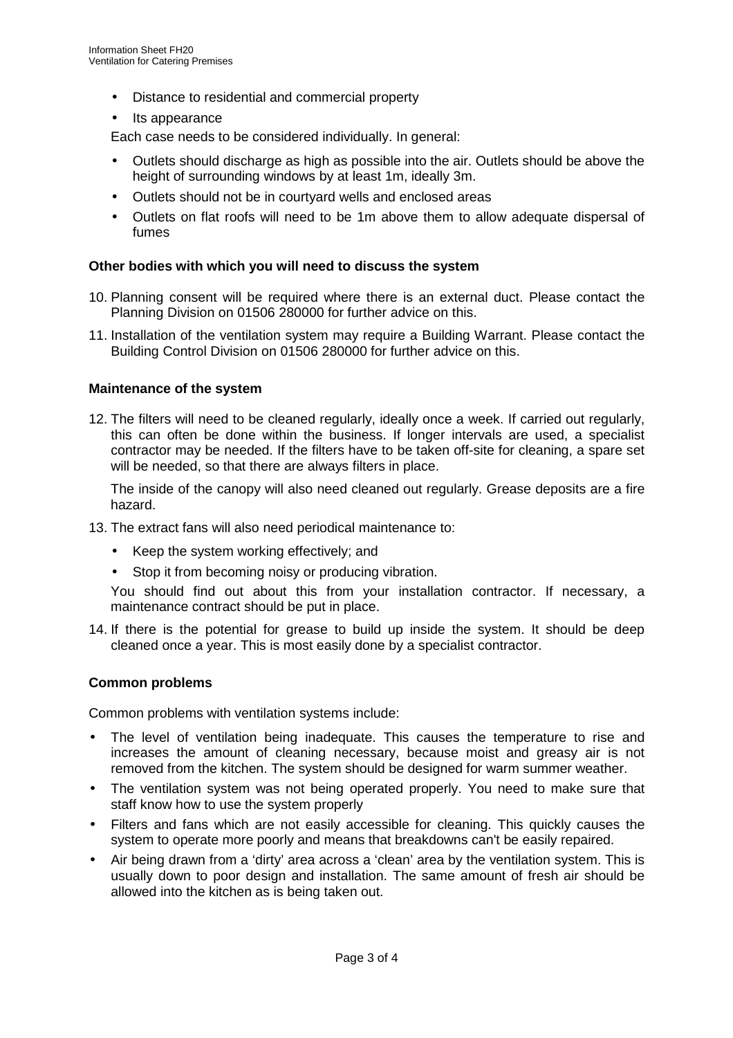- Distance to residential and commercial property
- Its appearance

Each case needs to be considered individually. In general:

- Outlets should discharge as high as possible into the air. Outlets should be above the height of surrounding windows by at least 1m, ideally 3m.
- Outlets should not be in courtyard wells and enclosed areas
- Outlets on flat roofs will need to be 1m above them to allow adequate dispersal of fumes

### Other bodies with which you will need to discuss the system

10. Planning consent will be required where there is an external duct. Please contact the Planning Division on 01506 280000 for further advice on this.
11. Installation of the ventilation system may require a Building Warrant. Please contact the Building Control Division on 01506 280000 for further advice on this.

### Maintenance of the system

12. The filters will need to be cleaned regularly, ideally once a week. If carried out regularly, this can often be done within the business. If longer intervals are used, a specialist contractor may be needed. If the filters have to be taken off-site for cleaning, a spare set will be needed, so that there are always filters in place.

    The inside of the canopy will also need cleaned out regularly. Grease deposits are a fire hazard.

13. The extract fans will also need periodical maintenance to:
    - Keep the system working effectively; and
    - Stop it from becoming noisy or producing vibration.

    You should find out about this from your installation contractor. If necessary, a maintenance contract should be put in place.

14. If there is the potential for grease to build up inside the system. It should be deep cleaned once a year. This is most easily done by a specialist contractor.

### Common problems

Common problems with ventilation systems include:

- The level of ventilation being inadequate. This causes the temperature to rise and increases the amount of cleaning necessary, because moist and greasy air is not removed from the kitchen. The system should be designed for warm summer weather.
- The ventilation system was not being operated properly. You need to make sure that staff know how to use the system properly
- Filters and fans which are not easily accessible for cleaning. This quickly causes the system to operate more poorly and means that breakdowns can't be easily repaired.
- Air being drawn from a 'dirty' area across a 'clean' area by the ventilation system. This is usually down to poor design and installation. The same amount of fresh air should be allowed into the kitchen as is being taken out.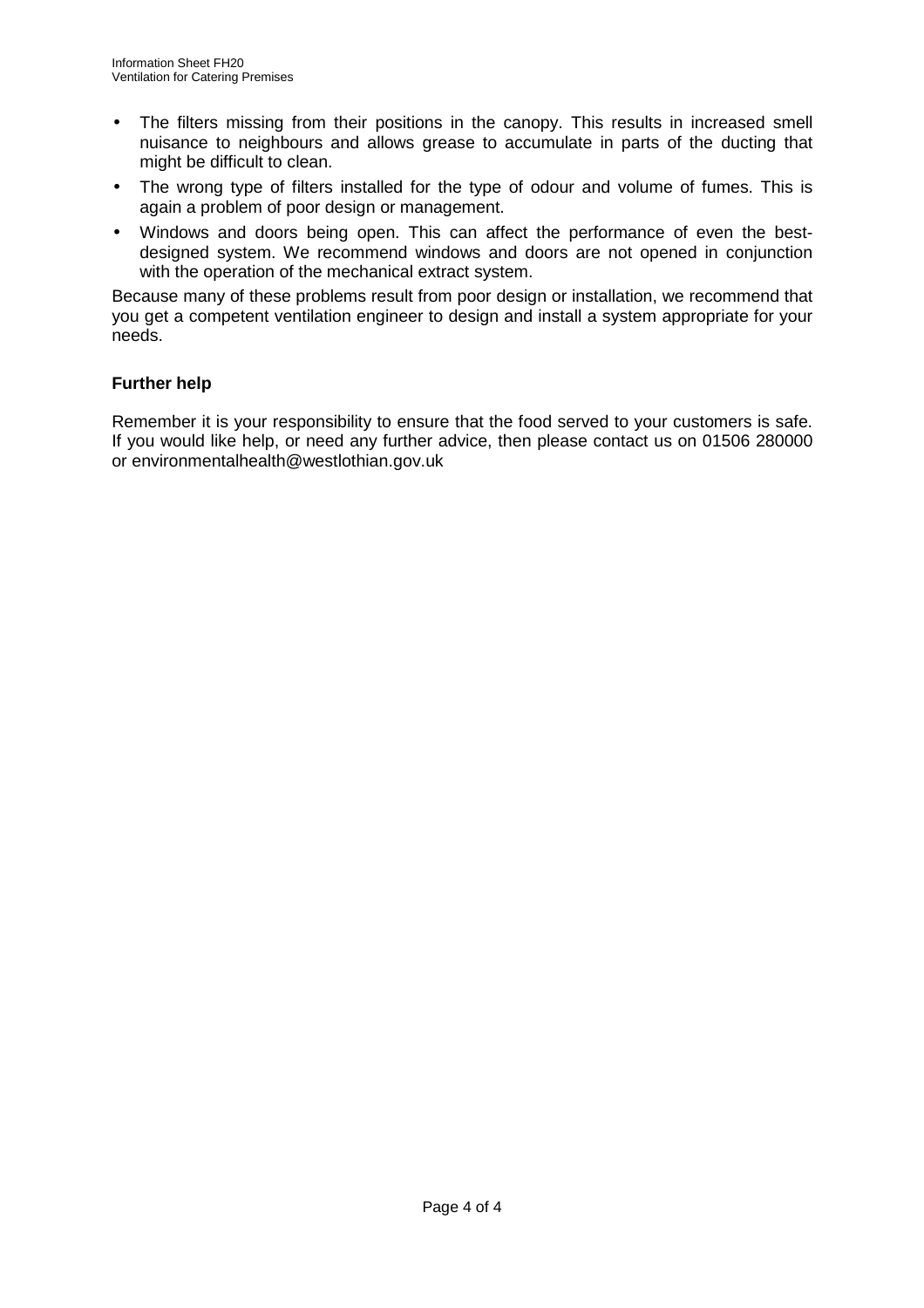- The filters missing from their positions in the canopy. This results in increased smell nuisance to neighbours and allows grease to accumulate in parts of the ducting that might be difficult to clean.
- The wrong type of filters installed for the type of odour and volume of fumes. This is again a problem of poor design or management.
- Windows and doors being open. This can affect the performance of even the best-designed system. We recommend windows and doors are not opened in conjunction with the operation of the mechanical extract system.

Because many of these problems result from poor design or installation, we recommend that you get a competent ventilation engineer to design and install a system appropriate for your needs.

## Further help

Remember it is your responsibility to ensure that the food served to your customers is safe. If you would like help, or need any further advice, then please contact us on 01506 280000 or environmentalhealth@westlothian.gov.uk